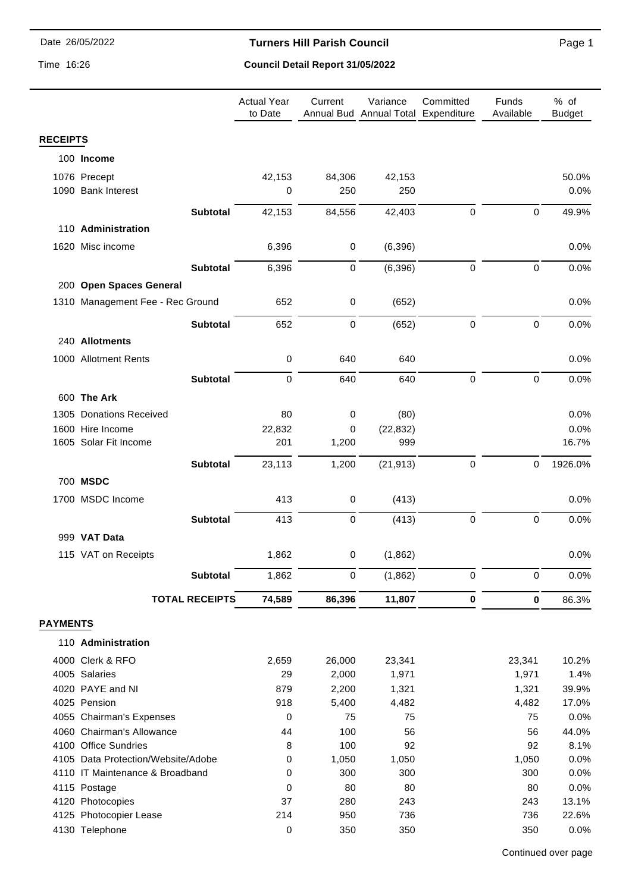**Turners Hill Parish Council**

**Council Detail Report 31/05/2022**

Date 26/05/2022

Time 16:26

| | Actual Year to Date | Current Annual Bud | Variance Annual Total | Committed Expenditure | Funds Available | % of Budget |
|---|---|---|---|---|---|---|
| **RECEIPTS** | | | | | | |
| 100 **Income** | | | | | | |
| 1076 Precept | 42,153 | 84,306 | 42,153 | | | 50.0% |
| 1090 Bank Interest | 0 | 250 | 250 | | | 0.0% |
| **Subtotal** | 42,153 | 84,556 | 42,403 | 0 | 0 | 49.9% |
| 110 **Administration** | | | | | | |
| 1620 Misc income | 6,396 | 0 | (6,396) | | | 0.0% |
| **Subtotal** | 6,396 | 0 | (6,396) | 0 | 0 | 0.0% |
| 200 **Open Spaces General** | | | | | | |
| 1310 Management Fee - Rec Ground | 652 | 0 | (652) | | | 0.0% |
| **Subtotal** | 652 | 0 | (652) | 0 | 0 | 0.0% |
| 240 **Allotments** | | | | | | |
| 1000 Allotment Rents | 0 | 640 | 640 | | | 0.0% |
| **Subtotal** | 0 | 640 | 640 | 0 | 0 | 0.0% |
| 600 **The Ark** | | | | | | |
| 1305 Donations Received | 80 | 0 | (80) | | | 0.0% |
| 1600 Hire Income | 22,832 | 0 | (22,832) | | | 0.0% |
| 1605 Solar Fit Income | 201 | 1,200 | 999 | | | 16.7% |
| **Subtotal** | 23,113 | 1,200 | (21,913) | 0 | 0 | 1926.0% |
| 700 **MSDC** | | | | | | |
| 1700 MSDC Income | 413 | 0 | (413) | | | 0.0% |
| **Subtotal** | 413 | 0 | (413) | 0 | 0 | 0.0% |
| 999 **VAT Data** | | | | | | |
| 115 VAT on Receipts | 1,862 | 0 | (1,862) | | | 0.0% |
| **Subtotal** | 1,862 | 0 | (1,862) | 0 | 0 | 0.0% |
| **TOTAL RECEIPTS** | **74,589** | **86,396** | **11,807** | **0** | **0** | 86.3% |
| **PAYMENTS** | | | | | | |
| 110 **Administration** | | | | | | |
| 4000 Clerk & RFO | 2,659 | 26,000 | 23,341 | | 23,341 | 10.2% |
| 4005 Salaries | 29 | 2,000 | 1,971 | | 1,971 | 1.4% |
| 4020 PAYE and NI | 879 | 2,200 | 1,321 | | 1,321 | 39.9% |
| 4025 Pension | 918 | 5,400 | 4,482 | | 4,482 | 17.0% |
| 4055 Chairman's Expenses | 0 | 75 | 75 | | 75 | 0.0% |
| 4060 Chairman's Allowance | 44 | 100 | 56 | | 56 | 44.0% |
| 4100 Office Sundries | 8 | 100 | 92 | | 92 | 8.1% |
| 4105 Data Protection/Website/Adobe | 0 | 1,050 | 1,050 | | 1,050 | 0.0% |
| 4110 IT Maintenance & Broadband | 0 | 300 | 300 | | 300 | 0.0% |
| 4115 Postage | 0 | 80 | 80 | | 80 | 0.0% |
| 4120 Photocopies | 37 | 280 | 243 | | 243 | 13.1% |
| 4125 Photocopier Lease | 214 | 950 | 736 | | 736 | 22.6% |
| 4130 Telephone | 0 | 350 | 350 | | 350 | 0.0% |

Continued over page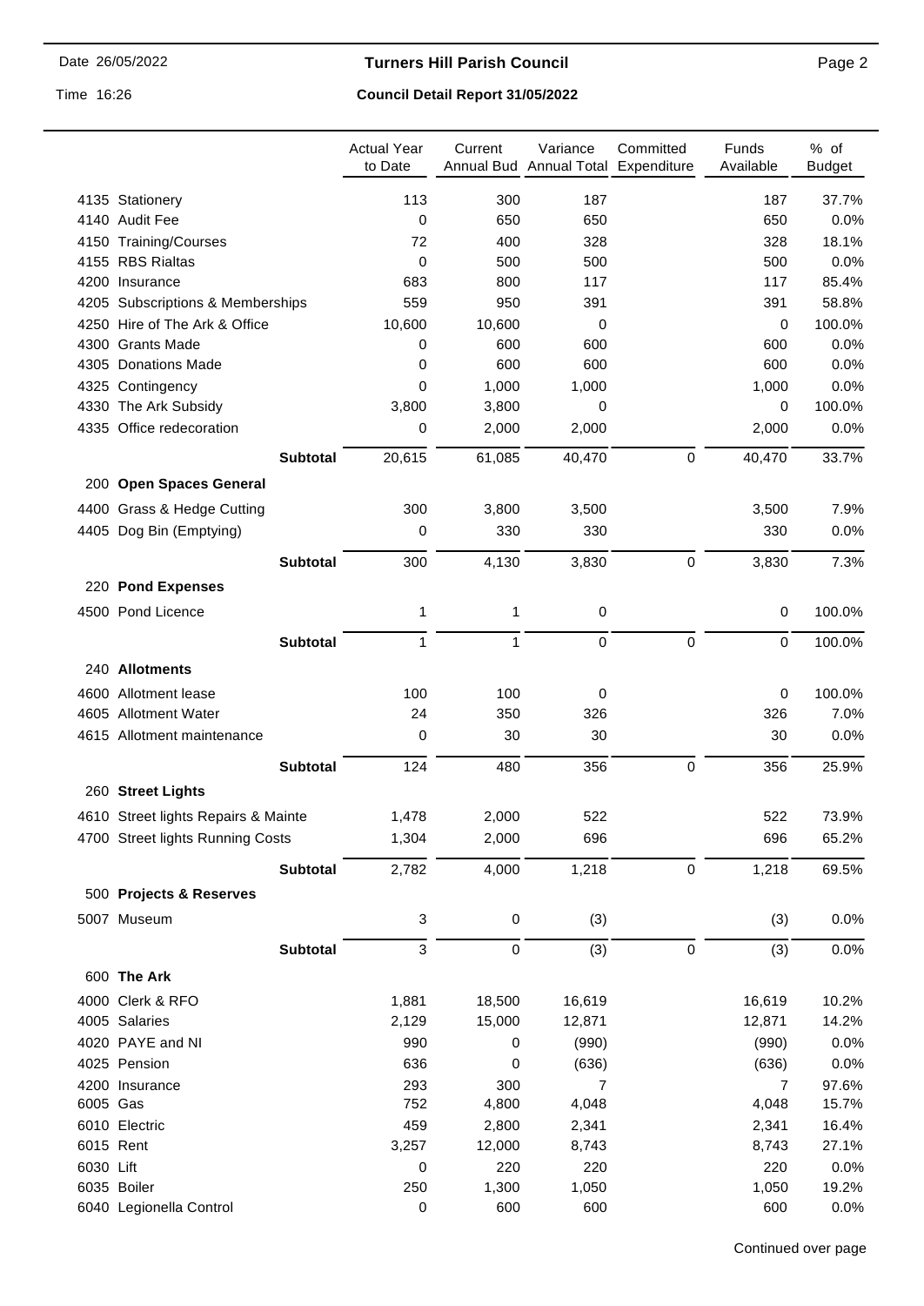# Turners Hill Parish Council

## Council Detail Report 31/05/2022

| | | Actual Year to Date | Current Annual Bud | Variance Annual Total | Committed Expenditure | Funds Available | % of Budget |
|---|---|---|---|---|---|---|---|
| 4135 | Stationery | 113 | 300 | 187 | | 187 | 37.7% |
| 4140 | Audit Fee | 0 | 650 | 650 | | 650 | 0.0% |
| 4150 | Training/Courses | 72 | 400 | 328 | | 328 | 18.1% |
| 4155 | RBS Rialtas | 0 | 500 | 500 | | 500 | 0.0% |
| 4200 | Insurance | 683 | 800 | 117 | | 117 | 85.4% |
| 4205 | Subscriptions & Memberships | 559 | 950 | 391 | | 391 | 58.8% |
| 4250 | Hire of The Ark & Office | 10,600 | 10,600 | 0 | | 0 | 100.0% |
| 4300 | Grants Made | 0 | 600 | 600 | | 600 | 0.0% |
| 4305 | Donations Made | 0 | 600 | 600 | | 600 | 0.0% |
| 4325 | Contingency | 0 | 1,000 | 1,000 | | 1,000 | 0.0% |
| 4330 | The Ark Subsidy | 3,800 | 3,800 | 0 | | 0 | 100.0% |
| 4335 | Office redecoration | 0 | 2,000 | 2,000 | | 2,000 | 0.0% |
| | **Subtotal** | 20,615 | 61,085 | 40,470 | 0 | 40,470 | 33.7% |
| 200 | **Open Spaces General** | | | | | | |
| 4400 | Grass & Hedge Cutting | 300 | 3,800 | 3,500 | | 3,500 | 7.9% |
| 4405 | Dog Bin (Emptying) | 0 | 330 | 330 | | 330 | 0.0% |
| | **Subtotal** | 300 | 4,130 | 3,830 | 0 | 3,830 | 7.3% |
| 220 | **Pond Expenses** | | | | | | |
| 4500 | Pond Licence | 1 | 1 | 0 | | 0 | 100.0% |
| | **Subtotal** | 1 | 1 | 0 | 0 | 0 | 100.0% |
| 240 | **Allotments** | | | | | | |
| 4600 | Allotment lease | 100 | 100 | 0 | | 0 | 100.0% |
| 4605 | Allotment Water | 24 | 350 | 326 | | 326 | 7.0% |
| 4615 | Allotment maintenance | 0 | 30 | 30 | | 30 | 0.0% |
| | **Subtotal** | 124 | 480 | 356 | 0 | 356 | 25.9% |
| 260 | **Street Lights** | | | | | | |
| 4610 | Street lights Repairs & Mainte | 1,478 | 2,000 | 522 | | 522 | 73.9% |
| 4700 | Street lights Running Costs | 1,304 | 2,000 | 696 | | 696 | 65.2% |
| | **Subtotal** | 2,782 | 4,000 | 1,218 | 0 | 1,218 | 69.5% |
| 500 | **Projects & Reserves** | | | | | | |
| 5007 | Museum | 3 | 0 | (3) | | (3) | 0.0% |
| | **Subtotal** | 3 | 0 | (3) | 0 | (3) | 0.0% |
| 600 | **The Ark** | | | | | | |
| 4000 | Clerk & RFO | 1,881 | 18,500 | 16,619 | | 16,619 | 10.2% |
| 4005 | Salaries | 2,129 | 15,000 | 12,871 | | 12,871 | 14.2% |
| 4020 | PAYE and NI | 990 | 0 | (990) | | (990) | 0.0% |
| 4025 | Pension | 636 | 0 | (636) | | (636) | 0.0% |
| 4200 | Insurance | 293 | 300 | 7 | | 7 | 97.6% |
| 6005 | Gas | 752 | 4,800 | 4,048 | | 4,048 | 15.7% |
| 6010 | Electric | 459 | 2,800 | 2,341 | | 2,341 | 16.4% |
| 6015 | Rent | 3,257 | 12,000 | 8,743 | | 8,743 | 27.1% |
| 6030 | Lift | 0 | 220 | 220 | | 220 | 0.0% |
| 6035 | Boiler | 250 | 1,300 | 1,050 | | 1,050 | 19.2% |
| 6040 | Legionella Control | 0 | 600 | 600 | | 600 | 0.0% |

Continued over page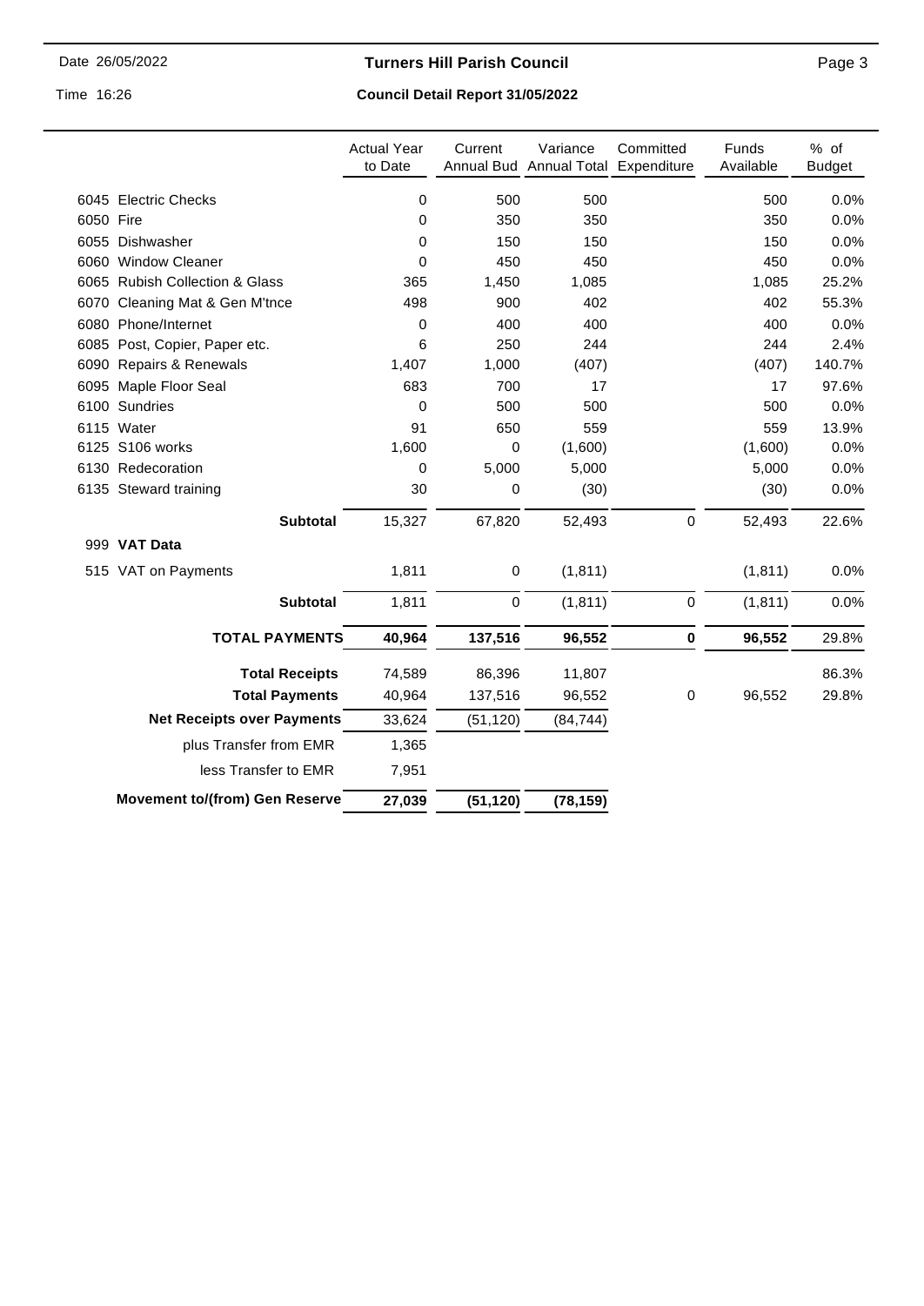| | Actual Year to Date | Current Annual Bud | Variance Annual Total | Committed Expenditure | Funds Available | % of Budget |
|---|---|---|---|---|---|---|
| 6045 Electric Checks | 0 | 500 | 500 | | 500 | 0.0% |
| 6050 Fire | 0 | 350 | 350 | | 350 | 0.0% |
| 6055 Dishwasher | 0 | 150 | 150 | | 150 | 0.0% |
| 6060 Window Cleaner | 0 | 450 | 450 | | 450 | 0.0% |
| 6065 Rubish Collection & Glass | 365 | 1,450 | 1,085 | | 1,085 | 25.2% |
| 6070 Cleaning Mat & Gen M'tnce | 498 | 900 | 402 | | 402 | 55.3% |
| 6080 Phone/Internet | 0 | 400 | 400 | | 400 | 0.0% |
| 6085 Post, Copier, Paper etc. | 6 | 250 | 244 | | 244 | 2.4% |
| 6090 Repairs & Renewals | 1,407 | 1,000 | (407) | | (407) | 140.7% |
| 6095 Maple Floor Seal | 683 | 700 | 17 | | 17 | 97.6% |
| 6100 Sundries | 0 | 500 | 500 | | 500 | 0.0% |
| 6115 Water | 91 | 650 | 559 | | 559 | 13.9% |
| 6125 S106 works | 1,600 | 0 | (1,600) | | (1,600) | 0.0% |
| 6130 Redecoration | 0 | 5,000 | 5,000 | | 5,000 | 0.0% |
| 6135 Steward training | 30 | 0 | (30) | | (30) | 0.0% |
| **Subtotal** | 15,327 | 67,820 | 52,493 | 0 | 52,493 | 22.6% |
| 999 **VAT Data** | | | | | | |
| 515 VAT on Payments | 1,811 | 0 | (1,811) | | (1,811) | 0.0% |
| **Subtotal** | 1,811 | 0 | (1,811) | 0 | (1,811) | 0.0% |
| **TOTAL PAYMENTS** | **40,964** | **137,516** | **96,552** | **0** | **96,552** | 29.8% |
| **Total Receipts** | 74,589 | 86,396 | 11,807 | | | 86.3% |
| **Total Payments** | 40,964 | 137,516 | 96,552 | 0 | 96,552 | 29.8% |
| **Net Receipts over Payments** | 33,624 | (51,120) | (84,744) | | | |
| plus Transfer from EMR | 1,365 | | | | | |
| less Transfer to EMR | 7,951 | | | | | |
| **Movement to/(from) Gen Reserve** | **27,039** | **(51,120)** | **(78,159)** | | | |